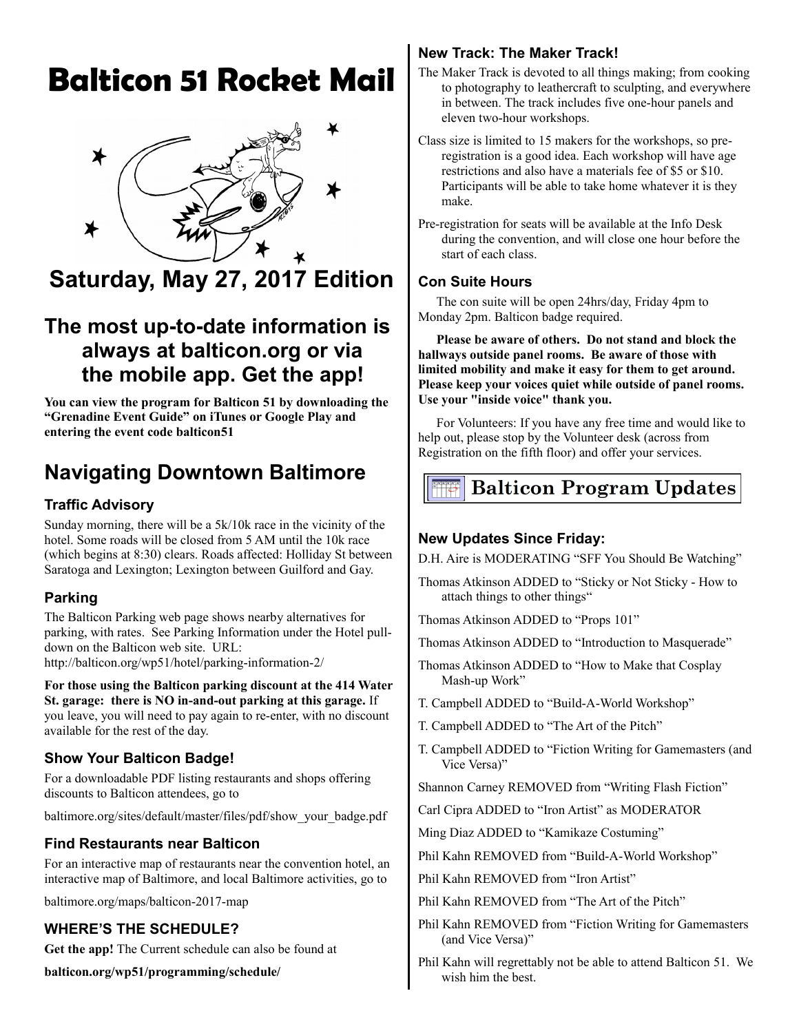# Balticon 51 Rocket Mail

## Saturday, May 27, 2017 Edition

## The most up-to-date information is always at balticon.org or via the mobile app. Get the app!

**You can view the program for Balticon 51 by downloading the "Grenadine Event Guide" on iTunes or Google Play and entering the event code balticon51**

## Navigating Downtown Baltimore

### Traffic Advisory

Sunday morning, there will be a 5k/10k race in the vicinity of the hotel. Some roads will be closed from 5 AM until the 10k race (which begins at 8:30) clears. Roads affected: Holliday St between Saratoga and Lexington; Lexington between Guilford and Gay.

### Parking

The Balticon Parking web page shows nearby alternatives for parking, with rates. See Parking Information under the Hotel pull-down on the Balticon web site. URL: http://balticon.org/wp51/hotel/parking-information-2/

**For those using the Balticon parking discount at the 414 Water St. garage: there is NO in-and-out parking at this garage.** If you leave, you will need to pay again to re-enter, with no discount available for the rest of the day.

### Show Your Balticon Badge!

For a downloadable PDF listing restaurants and shops offering discounts to Balticon attendees, go to

baltimore.org/sites/default/master/files/pdf/show_your_badge.pdf

### Find Restaurants near Balticon

For an interactive map of restaurants near the convention hotel, an interactive map of Baltimore, and local Baltimore activities, go to

baltimore.org/maps/balticon-2017-map

### WHERE'S THE SCHEDULE?

**Get the app!** The Current schedule can also be found at

**balticon.org/wp51/programming/schedule/**

### New Track: The Maker Track!

The Maker Track is devoted to all things making; from cooking to photography to leathercraft to sculpting, and everywhere in between. The track includes five one-hour panels and eleven two-hour workshops.

Class size is limited to 15 makers for the workshops, so pre-registration is a good idea. Each workshop will have age restrictions and also have a materials fee of $5 or $10. Participants will be able to take home whatever it is they make.

Pre-registration for seats will be available at the Info Desk during the convention, and will close one hour before the start of each class.

### Con Suite Hours

The con suite will be open 24hrs/day, Friday 4pm to Monday 2pm. Balticon badge required.

**Please be aware of others. Do not stand and block the hallways outside panel rooms. Be aware of those with limited mobility and make it easy for them to get around. Please keep your voices quiet while outside of panel rooms. Use your "inside voice" thank you.**

For Volunteers: If you have any free time and would like to help out, please stop by the Volunteer desk (across from Registration on the fifth floor) and offer your services.

## Balticon Program Updates

### New Updates Since Friday:

D.H. Aire is MODERATING "SFF You Should Be Watching"

Thomas Atkinson ADDED to "Sticky or Not Sticky - How to attach things to other things"

Thomas Atkinson ADDED to "Props 101"

Thomas Atkinson ADDED to "Introduction to Masquerade"

Thomas Atkinson ADDED to "How to Make that Cosplay Mash-up Work"

T. Campbell ADDED to "Build-A-World Workshop"

T. Campbell ADDED to "The Art of the Pitch"

T. Campbell ADDED to "Fiction Writing for Gamemasters (and Vice Versa)"

Shannon Carney REMOVED from "Writing Flash Fiction"

Carl Cipra ADDED to "Iron Artist" as MODERATOR

Ming Diaz ADDED to "Kamikaze Costuming"

Phil Kahn REMOVED from "Build-A-World Workshop"

Phil Kahn REMOVED from "Iron Artist"

Phil Kahn REMOVED from "The Art of the Pitch"

Phil Kahn REMOVED from "Fiction Writing for Gamemasters (and Vice Versa)"

Phil Kahn will regrettably not be able to attend Balticon 51. We wish him the best.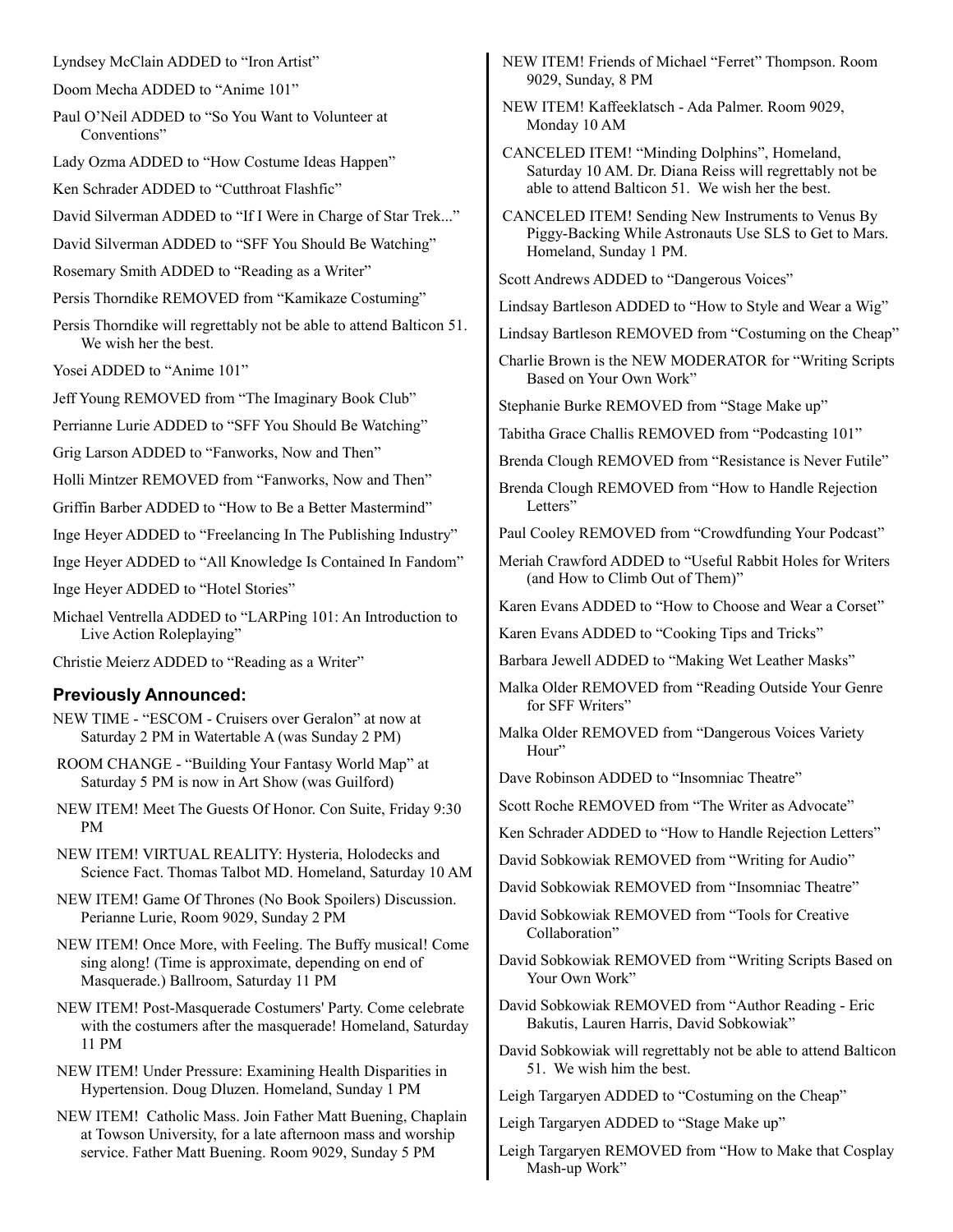Lyndsey McClain ADDED to "Iron Artist"

Doom Mecha ADDED to "Anime 101"

Paul O'Neil ADDED to "So You Want to Volunteer at Conventions"

Lady Ozma ADDED to "How Costume Ideas Happen"

Ken Schrader ADDED to "Cutthroat Flashfic"

David Silverman ADDED to "If I Were in Charge of Star Trek..."

David Silverman ADDED to "SFF You Should Be Watching"

Rosemary Smith ADDED to "Reading as a Writer"

Persis Thorndike REMOVED from "Kamikaze Costuming"

Persis Thorndike will regrettably not be able to attend Balticon 51. We wish her the best.

Yosei ADDED to "Anime 101"

Jeff Young REMOVED from "The Imaginary Book Club"

Perrianne Lurie ADDED to "SFF You Should Be Watching"

Grig Larson ADDED to "Fanworks, Now and Then"

Holli Mintzer REMOVED from "Fanworks, Now and Then"

Griffin Barber ADDED to "How to Be a Better Mastermind"

Inge Heyer ADDED to "Freelancing In The Publishing Industry"

Inge Heyer ADDED to "All Knowledge Is Contained In Fandom"

Inge Heyer ADDED to "Hotel Stories"

Michael Ventrella ADDED to "LARPing 101: An Introduction to Live Action Roleplaying"

Christie Meierz ADDED to "Reading as a Writer"

### Previously Announced:

NEW TIME - "ESCOM - Cruisers over Geralon" at now at Saturday 2 PM in Watertable A (was Sunday 2 PM)

ROOM CHANGE - "Building Your Fantasy World Map" at Saturday 5 PM is now in Art Show (was Guilford)

NEW ITEM! Meet The Guests Of Honor. Con Suite, Friday 9:30 PM

NEW ITEM! VIRTUAL REALITY: Hysteria, Holodecks and Science Fact. Thomas Talbot MD. Homeland, Saturday 10 AM

NEW ITEM! Game Of Thrones (No Book Spoilers) Discussion. Perianne Lurie, Room 9029, Sunday 2 PM

NEW ITEM! Once More, with Feeling. The Buffy musical! Come sing along! (Time is approximate, depending on end of Masquerade.) Ballroom, Saturday 11 PM

NEW ITEM! Post-Masquerade Costumers' Party. Come celebrate with the costumers after the masquerade! Homeland, Saturday 11 PM

NEW ITEM! Under Pressure: Examining Health Disparities in Hypertension. Doug Dluzen. Homeland, Sunday 1 PM

NEW ITEM! Catholic Mass. Join Father Matt Buening, Chaplain at Towson University, for a late afternoon mass and worship service. Father Matt Buening. Room 9029, Sunday 5 PM

NEW ITEM! Friends of Michael "Ferret" Thompson. Room 9029, Sunday, 8 PM

NEW ITEM! Kaffeeklatsch - Ada Palmer. Room 9029, Monday 10 AM

CANCELED ITEM! "Minding Dolphins", Homeland, Saturday 10 AM. Dr. Diana Reiss will regrettably not be able to attend Balticon 51. We wish her the best.

CANCELED ITEM! Sending New Instruments to Venus By Piggy-Backing While Astronauts Use SLS to Get to Mars. Homeland, Sunday 1 PM.

Scott Andrews ADDED to "Dangerous Voices"

Lindsay Bartleson ADDED to "How to Style and Wear a Wig"

Lindsay Bartleson REMOVED from "Costuming on the Cheap"

Charlie Brown is the NEW MODERATOR for "Writing Scripts Based on Your Own Work"

Stephanie Burke REMOVED from "Stage Make up"

Tabitha Grace Challis REMOVED from "Podcasting 101"

Brenda Clough REMOVED from "Resistance is Never Futile"

Brenda Clough REMOVED from "How to Handle Rejection Letters"

Paul Cooley REMOVED from "Crowdfunding Your Podcast"

Meriah Crawford ADDED to "Useful Rabbit Holes for Writers (and How to Climb Out of Them)"

Karen Evans ADDED to "How to Choose and Wear a Corset"

Karen Evans ADDED to "Cooking Tips and Tricks"

Barbara Jewell ADDED to "Making Wet Leather Masks"

Malka Older REMOVED from "Reading Outside Your Genre for SFF Writers"

Malka Older REMOVED from "Dangerous Voices Variety Hour"

Dave Robinson ADDED to "Insomniac Theatre"

Scott Roche REMOVED from "The Writer as Advocate"

Ken Schrader ADDED to "How to Handle Rejection Letters"

David Sobkowiak REMOVED from "Writing for Audio"

David Sobkowiak REMOVED from "Insomniac Theatre"

David Sobkowiak REMOVED from "Tools for Creative Collaboration"

David Sobkowiak REMOVED from "Writing Scripts Based on Your Own Work"

David Sobkowiak REMOVED from "Author Reading - Eric Bakutis, Lauren Harris, David Sobkowiak"

David Sobkowiak will regrettably not be able to attend Balticon 51. We wish him the best.

Leigh Targaryen ADDED to "Costuming on the Cheap"

Leigh Targaryen ADDED to "Stage Make up"

Leigh Targaryen REMOVED from "How to Make that Cosplay Mash-up Work"